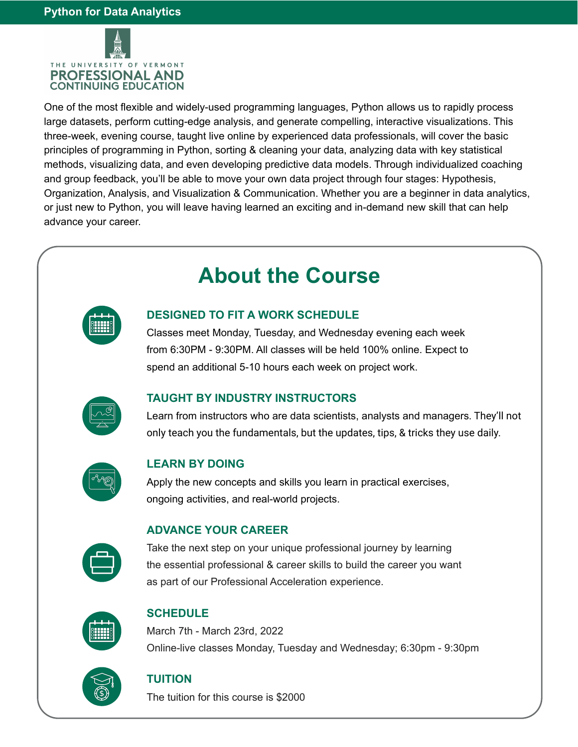# Python for Data Analytics

THE UNIVERSITY OF VERMONT
PROFESSIONAL AND CONTINUING EDUCATION

One of the most flexible and widely-used programming languages, Python allows us to rapidly process large datasets, perform cutting-edge analysis, and generate compelling, interactive visualizations. This three-week, evening course, taught live online by experienced data professionals, will cover the basic principles of programming in Python, sorting & cleaning your data, analyzing data with key statistical methods, visualizing data, and even developing predictive data models. Through individualized coaching and group feedback, you'll be able to move your own data project through four stages: Hypothesis, Organization, Analysis, and Visualization & Communication. Whether you are a beginner in data analytics, or just new to Python, you will leave having learned an exciting and in-demand new skill that can help advance your career.

## About the Course

### DESIGNED TO FIT A WORK SCHEDULE

Classes meet Monday, Tuesday, and Wednesday evening each week from 6:30PM - 9:30PM. All classes will be held 100% online. Expect to spend an additional 5-10 hours each week on project work.

### TAUGHT BY INDUSTRY INSTRUCTORS

Learn from instructors who are data scientists, analysts and managers. They'll not only teach you the fundamentals, but the updates, tips, & tricks they use daily.

### LEARN BY DOING

Apply the new concepts and skills you learn in practical exercises, ongoing activities, and real-world projects.

### ADVANCE YOUR CAREER

Take the next step on your unique professional journey by learning the essential professional & career skills to build the career you want as part of our Professional Acceleration experience.

### SCHEDULE

March 7th - March 23rd, 2022
Online-live classes Monday, Tuesday and Wednesday; 6:30pm - 9:30pm

### TUITION

The tuition for this course is $2000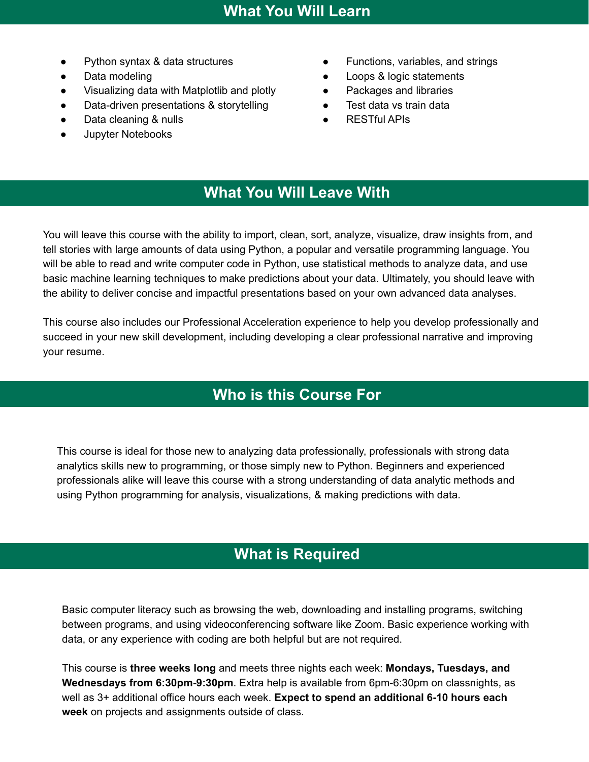## What You Will Learn

- Python syntax & data structures
- Data modeling
- Visualizing data with Matplotlib and plotly
- Data-driven presentations & storytelling
- Data cleaning & nulls
- Jupyter Notebooks
- Functions, variables, and strings
- Loops & logic statements
- Packages and libraries
- Test data vs train data
- RESTful APIs

## What You Will Leave With

You will leave this course with the ability to import, clean, sort, analyze, visualize, draw insights from, and tell stories with large amounts of data using Python, a popular and versatile programming language. You will be able to read and write computer code in Python, use statistical methods to analyze data, and use basic machine learning techniques to make predictions about your data. Ultimately, you should leave with the ability to deliver concise and impactful presentations based on your own advanced data analyses.

This course also includes our Professional Acceleration experience to help you develop professionally and succeed in your new skill development, including developing a clear professional narrative and improving your resume.

## Who is this Course For

This course is ideal for those new to analyzing data professionally, professionals with strong data analytics skills new to programming, or those simply new to Python. Beginners and experienced professionals alike will leave this course with a strong understanding of data analytic methods and using Python programming for analysis, visualizations, & making predictions with data.

## What is Required

Basic computer literacy such as browsing the web, downloading and installing programs, switching between programs, and using videoconferencing software like Zoom. Basic experience working with data, or any experience with coding are both helpful but are not required.

This course is **three weeks long** and meets three nights each week: **Mondays, Tuesdays, and Wednesdays from 6:30pm-9:30pm**. Extra help is available from 6pm-6:30pm on classnights, as well as 3+ additional office hours each week. **Expect to spend an additional 6-10 hours each week** on projects and assignments outside of class.